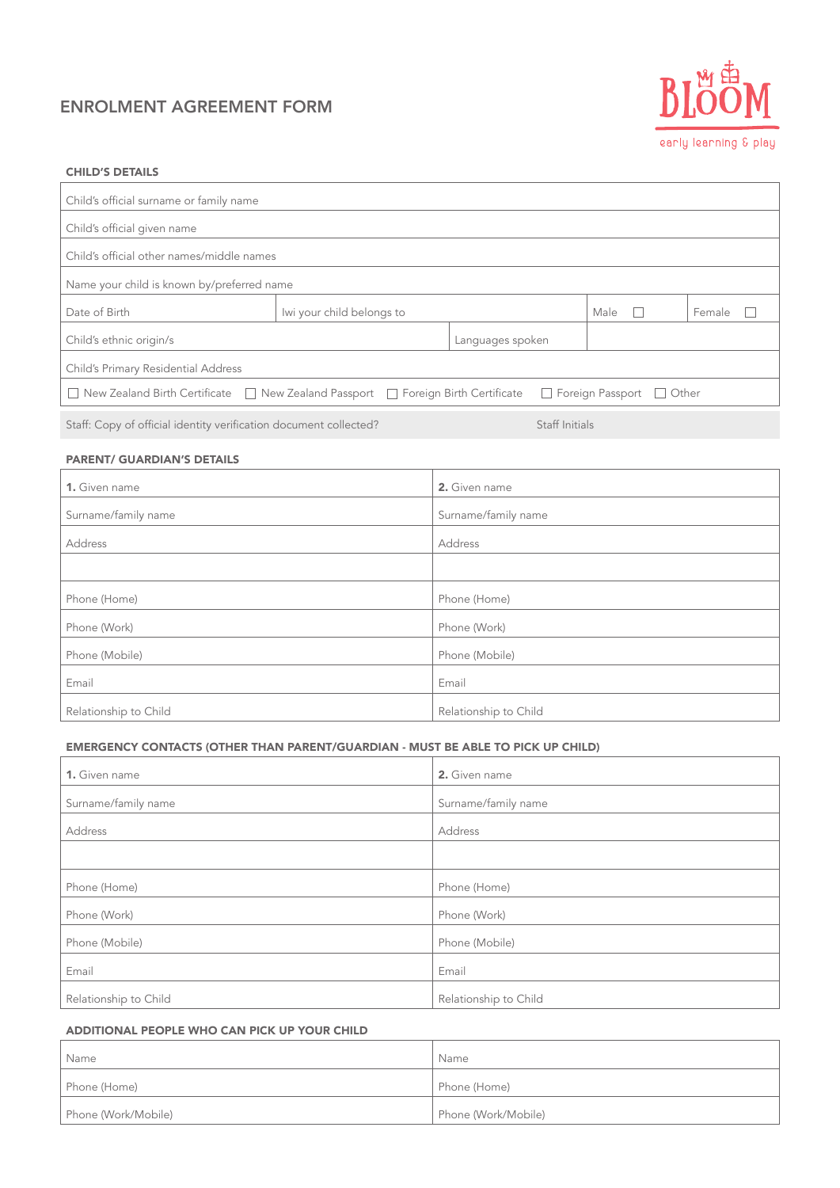# ENROLMENT AGREEMENT FORM

BLOOM early learning & play

## CHILD'S DETAILS

| Child's official surname or family name | | | |
|---|---|---|---|
| Child's official given name | | | |
| Child's official other names/middle names | | | |
| Name your child is known by/preferred name | | | |
| Date of Birth | Iwi your child belongs to | Male ☐ | Female ☐ |
| Child's ethnic origin/s | Languages spoken | | |
| Child's Primary Residential Address | | | |
| ☐ New Zealand Birth Certificate ☐ New Zealand Passport ☐ Foreign Birth Certificate ☐ Foreign Passport ☐ Other | | | |

| Staff: Copy of official identity verification document collected? | Staff Initials |
|---|---|

## PARENT/ GUARDIAN'S DETAILS

| **1.** Given name | **2.** Given name |
|---|---|
| Surname/family name | Surname/family name |
| Address | Address |
| | |
| Phone (Home) | Phone (Home) |
| Phone (Work) | Phone (Work) |
| Phone (Mobile) | Phone (Mobile) |
| Email | Email |
| Relationship to Child | Relationship to Child |

## EMERGENCY CONTACTS (OTHER THAN PARENT/GUARDIAN - MUST BE ABLE TO PICK UP CHILD)

| **1.** Given name | **2.** Given name |
|---|---|
| Surname/family name | Surname/family name |
| Address | Address |
| | |
| Phone (Home) | Phone (Home) |
| Phone (Work) | Phone (Work) |
| Phone (Mobile) | Phone (Mobile) |
| Email | Email |
| Relationship to Child | Relationship to Child |

## ADDITIONAL PEOPLE WHO CAN PICK UP YOUR CHILD

| Name | Name |
|---|---|
| Phone (Home) | Phone (Home) |
| Phone (Work/Mobile) | Phone (Work/Mobile) |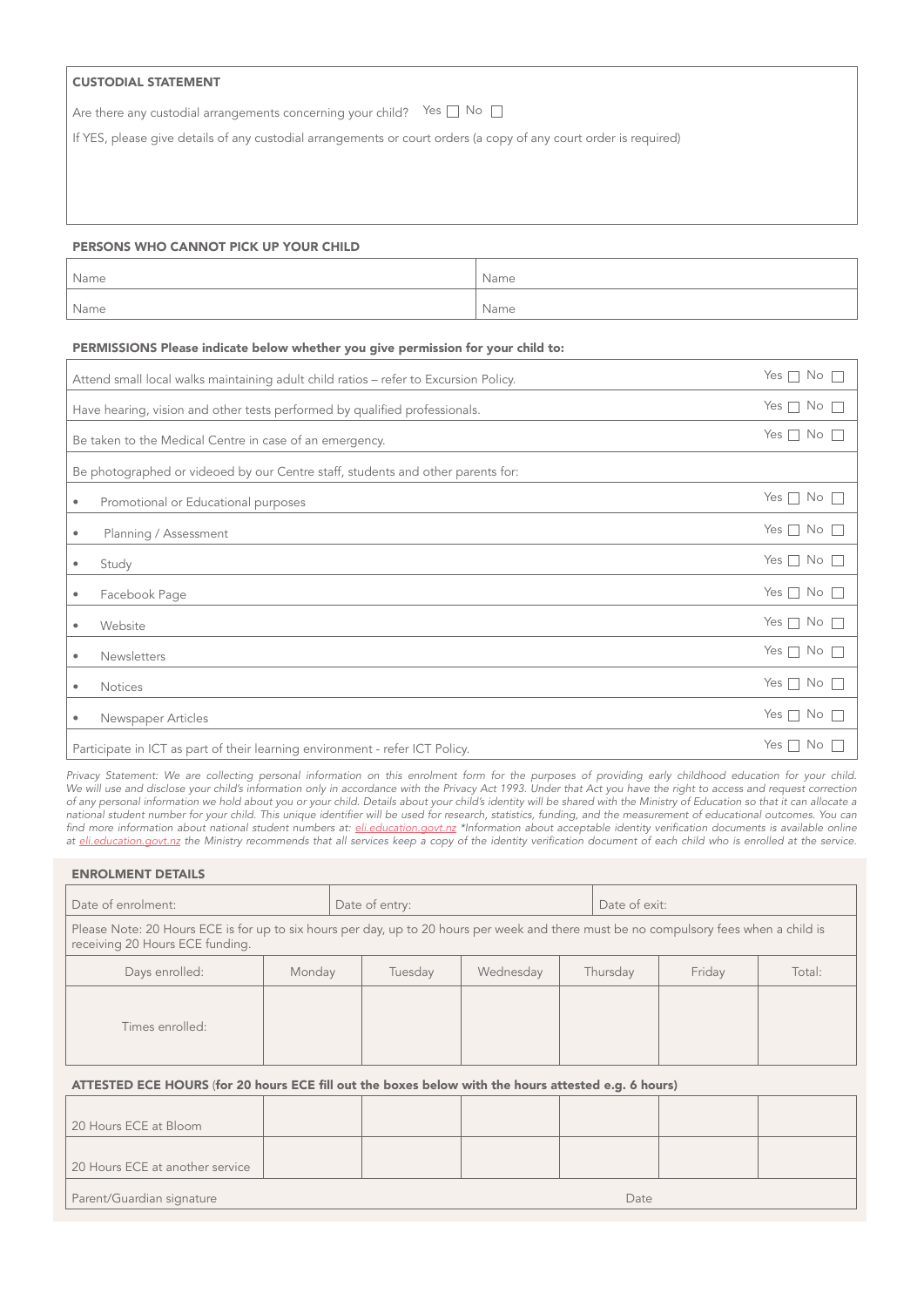## CUSTODIAL STATEMENT

Are there any custodial arrangements concerning your child? Yes ☐ No ☐

If YES, please give details of any custodial arrangements or court orders (a copy of any court order is required)

## PERSONS WHO CANNOT PICK UP YOUR CHILD

| Name | Name |
|---|---|
| Name | Name |

## PERMISSIONS Please indicate below whether you give permission for your child to:

| | |
|---|---|
| Attend small local walks maintaining adult child ratios – refer to Excursion Policy. | Yes ☐ No ☐ |
| Have hearing, vision and other tests performed by qualified professionals. | Yes ☐ No ☐ |
| Be taken to the Medical Centre in case of an emergency. | Yes ☐ No ☐ |
| Be photographed or videoed by our Centre staff, students and other parents for: | |
| • Promotional or Educational purposes | Yes ☐ No ☐ |
| • Planning / Assessment | Yes ☐ No ☐ |
| • Study | Yes ☐ No ☐ |
| • Facebook Page | Yes ☐ No ☐ |
| • Website | Yes ☐ No ☐ |
| • Newsletters | Yes ☐ No ☐ |
| • Notices | Yes ☐ No ☐ |
| • Newspaper Articles | Yes ☐ No ☐ |
| Participate in ICT as part of their learning environment - refer ICT Policy. | Yes ☐ No ☐ |

*Privacy Statement: We are collecting personal information on this enrolment form for the purposes of providing early childhood education for your child. We will use and disclose your child's information only in accordance with the Privacy Act 1993. Under that Act you have the right to access and request correction of any personal information we hold about you or your child. Details about your child's identity will be shared with the Ministry of Education so that it can allocate a national student number for your child. This unique identifier will be used for research, statistics, funding, and the measurement of educational outcomes. You can find more information about national student numbers at: eli.education.govt.nz \*Information about acceptable identity verification documents is available online at eli.education.govt.nz the Ministry recommends that all services keep a copy of the identity verification document of each child who is enrolled at the service.*

## ENROLMENT DETAILS

| Date of enrolment: | Date of entry: | Date of exit: |
|---|---|---|

Please Note: 20 Hours ECE is for up to six hours per day, up to 20 hours per week and there must be no compulsory fees when a child is receiving 20 Hours ECE funding.

| Days enrolled: | Monday | Tuesday | Wednesday | Thursday | Friday | Total: |
|---|---|---|---|---|---|---|
| Times enrolled: | | | | | | |

## ATTESTED ECE HOURS (for 20 hours ECE fill out the boxes below with the hours attested e.g. 6 hours)

| | | | | | | |
|---|---|---|---|---|---|---|
| 20 Hours ECE at Bloom | | | | | | |
| 20 Hours ECE at another service | | | | | | |

Parent/Guardian signature Date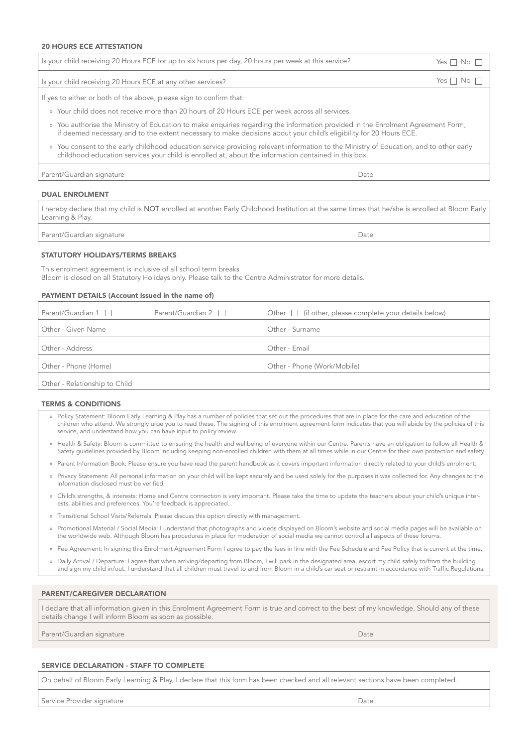## 20 HOURS ECE ATTESTATION

| | |
|---|---|
| Is your child receiving 20 Hours ECE for up to six hours per day, 20 hours per week at this service? | Yes ☐ No ☐ |
| Is your child receiving 20 Hours ECE at any other services? | Yes ☐ No ☐ |

If yes to either or both of the above, please sign to confirm that:

- Your child does not receive more than 20 hours of 20 Hours ECE per week across all services.
- You authorise the Ministry of Education to make enquiries regarding the information provided in the Enrolment Agreement Form, if deemed necessary and to the extent necessary to make decisions about your child's eligibility for 20 Hours ECE.
- You consent to the early childhood education service providing relevant information to the Ministry of Education, and to other early childhood education services your child is enrolled at, about the information contained in this box.

| Parent/Guardian signature | Date |
|---|---|

## DUAL ENROLMENT

I hereby declare that my child is **NOT** enrolled at another Early Childhood Institution at the same times that he/she is enrolled at Bloom Early Learning & Play.

| Parent/Guardian signature | Date |
|---|---|

## STATUTORY HOLIDAYS/TERMS BREAKS

This enrolment agreement is inclusive of all school term breaks
Bloom is closed on all Statutory Holidays only. Please talk to the Centre Administrator for more details.

## PAYMENT DETAILS (Account issued in the name of)

| Parent/Guardian 1 ☐ Parent/Guardian 2 ☐ | Other ☐ (if other, please complete your details below) |
|---|---|
| Other - Given Name | Other - Surname |
| Other - Address | Other - Email |
| Other - Phone (Home) | Other - Phone (Work/Mobile) |
| Other - Relationship to Child | |

## TERMS & CONDITIONS

- Policy Statement: Bloom Early Learning & Play has a number of policies that set out the procedures that are in place for the care and education of the children who attend. We strongly urge you to read these. The signing of this enrolment agreement form indicates that you will abide by the policies of this service, and understand how you can have input to policy review.
- Health & Safety: Bloom is committed to ensuring the health and wellbeing of everyone within our Centre. Parents have an obligation to follow all Health & Safety guidelines provided by Bloom including keeping non-enrolled children with them at all times while in our Centre for their own protection and safety.
- Parent Information Book: Please ensure you have read the parent handbook as it covers important information directly related to your child's enrolment.
- Privacy Statement: All personal information on your child will be kept securely and be used solely for the purposes it was collected for. Any changes to the information disclosed must be verified
- Child's strengths, & interests: Home and Centre connection is very important. Please take the time to update the teachers about your child's unique interests, abilities and preferences. You're feedback is appreciated.
- Transitional School Visits/Referrals: Please discuss this option directly with management.
- Promotional Material / Social Media: I understand that photographs and videos displayed on Bloom's website and social media pages will be available on the worldwide web. Although Bloom has procedures in place for moderation of social media we cannot control all aspects of these forums.
- Fee Agreement: In signing this Enrolment Agreement Form I agree to pay the fees in line with the Fee Schedule and Fee Policy that is current at the time.
- Daily Arrival / Departure: I agree that when arriving/departing from Bloom, I will park in the designated area, escort my child safely to/from the building and sign my child in/out. I understand that all children must travel to and from Bloom in a child's car seat or restraint in accordance with Traffic Regulations.

## PARENT/CAREGIVER DECLARATION

I declare that all information given in this Enrolment Agreement Form is true and correct to the best of my knowledge. Should any of these details change I will inform Bloom as soon as possible.

| Parent/Guardian signature | Date |
|---|---|

## SERVICE DECLARATION - STAFF TO COMPLETE

On behalf of Bloom Early Learning & Play, I declare that this form has been checked and all relevant sections have been completed.

| Service Provider signature | Date |
|---|---|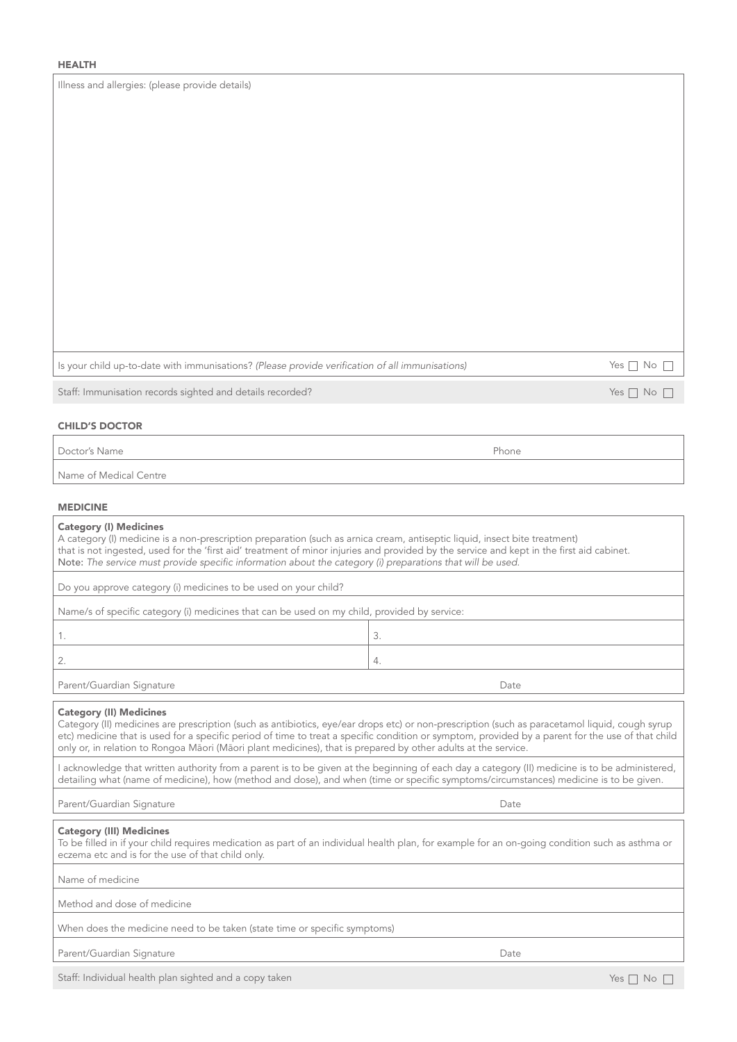## HEALTH

| |
|---|
| Illness and allergies: (please provide details) |
| Is your child up-to-date with immunisations? *(Please provide verification of all immunisations)* Yes ☐ No ☐ |
| Staff: Immunisation records sighted and details recorded? Yes ☐ No ☐ |

## CHILD'S DOCTOR

| | |
|---|---|
| Doctor's Name | Phone |
| Name of Medical Centre | |

## MEDICINE

**Category (I) Medicines**
A category (I) medicine is a non-prescription preparation (such as arnica cream, antiseptic liquid, insect bite treatment) that is not ingested, used for the 'first aid' treatment of minor injuries and provided by the service and kept in the first aid cabinet.
**Note:** *The service must provide specific information about the category (i) preparations that will be used.*

Do you approve category (i) medicines to be used on your child?

Name/s of specific category (i) medicines that can be used on my child, provided by service:

| | |
|---|---|
| 1. | 3. |
| 2. | 4. |
| Parent/Guardian Signature | Date |

**Category (II) Medicines**
Category (II) medicines are prescription (such as antibiotics, eye/ear drops etc) or non-prescription (such as paracetamol liquid, cough syrup etc) medicine that is used for a specific period of time to treat a specific condition or symptom, provided by a parent for the use of that child only or, in relation to Rongoa Māori (Māori plant medicines), that is prepared by other adults at the service.

I acknowledge that written authority from a parent is to be given at the beginning of each day a category (II) medicine is to be administered, detailing what (name of medicine), how (method and dose), and when (time or specific symptoms/circumstances) medicine is to be given.

| | |
|---|---|
| Parent/Guardian Signature | Date |

**Category (III) Medicines**
To be filled in if your child requires medication as part of an individual health plan, for example for an on-going condition such as asthma or eczema etc and is for the use of that child only.

| | |
|---|---|
| Name of medicine | |
| Method and dose of medicine | |
| When does the medicine need to be taken (state time or specific symptoms) | |
| Parent/Guardian Signature | Date |

Staff: Individual health plan sighted and a copy taken Yes ☐ No ☐